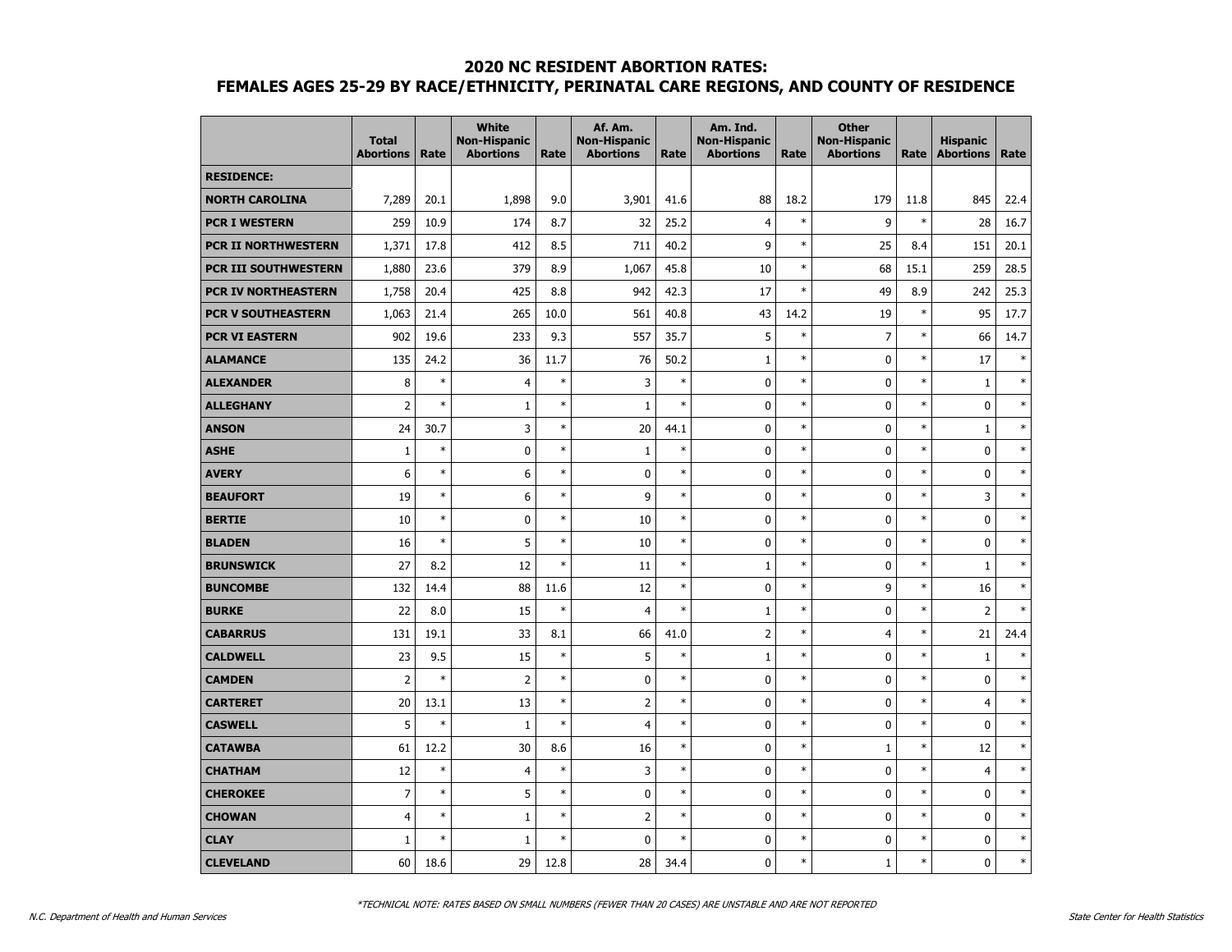# 2020 NC RESIDENT ABORTION RATES:
## FEMALES AGES 25-29 BY RACE/ETHNICITY, PERINATAL CARE REGIONS, AND COUNTY OF RESIDENCE

| | Total Abortions | Rate | White Non-Hispanic Abortions | Rate | Af. Am. Non-Hispanic Abortions | Rate | Am. Ind. Non-Hispanic Abortions | Rate | Other Non-Hispanic Abortions | Rate | Hispanic Abortions | Rate |
|---|---|---|---|---|---|---|---|---|---|---|---|---|
| **RESIDENCE:** | | | | | | | | | | | | |
| **NORTH CAROLINA** | 7,289 | 20.1 | 1,898 | 9.0 | 3,901 | 41.6 | 88 | 18.2 | 179 | 11.8 | 845 | 22.4 |
| **PCR I WESTERN** | 259 | 10.9 | 174 | 8.7 | 32 | 25.2 | 4 | * | 9 | * | 28 | 16.7 |
| **PCR II NORTHWESTERN** | 1,371 | 17.8 | 412 | 8.5 | 711 | 40.2 | 9 | * | 25 | 8.4 | 151 | 20.1 |
| **PCR III SOUTHWESTERN** | 1,880 | 23.6 | 379 | 8.9 | 1,067 | 45.8 | 10 | * | 68 | 15.1 | 259 | 28.5 |
| **PCR IV NORTHEASTERN** | 1,758 | 20.4 | 425 | 8.8 | 942 | 42.3 | 17 | * | 49 | 8.9 | 242 | 25.3 |
| **PCR V SOUTHEASTERN** | 1,063 | 21.4 | 265 | 10.0 | 561 | 40.8 | 43 | 14.2 | 19 | * | 95 | 17.7 |
| **PCR VI EASTERN** | 902 | 19.6 | 233 | 9.3 | 557 | 35.7 | 5 | * | 7 | * | 66 | 14.7 |
| **ALAMANCE** | 135 | 24.2 | 36 | 11.7 | 76 | 50.2 | 1 | * | 0 | * | 17 | * |
| **ALEXANDER** | 8 | * | 4 | * | 3 | * | 0 | * | 0 | * | 1 | * |
| **ALLEGHANY** | 2 | * | 1 | * | 1 | * | 0 | * | 0 | * | 0 | * |
| **ANSON** | 24 | 30.7 | 3 | * | 20 | 44.1 | 0 | * | 0 | * | 1 | * |
| **ASHE** | 1 | * | 0 | * | 1 | * | 0 | * | 0 | * | 0 | * |
| **AVERY** | 6 | * | 6 | * | 0 | * | 0 | * | 0 | * | 0 | * |
| **BEAUFORT** | 19 | * | 6 | * | 9 | * | 0 | * | 0 | * | 3 | * |
| **BERTIE** | 10 | * | 0 | * | 10 | * | 0 | * | 0 | * | 0 | * |
| **BLADEN** | 16 | * | 5 | * | 10 | * | 0 | * | 0 | * | 0 | * |
| **BRUNSWICK** | 27 | 8.2 | 12 | * | 11 | * | 1 | * | 0 | * | 1 | * |
| **BUNCOMBE** | 132 | 14.4 | 88 | 11.6 | 12 | * | 0 | * | 9 | * | 16 | * |
| **BURKE** | 22 | 8.0 | 15 | * | 4 | * | 1 | * | 0 | * | 2 | * |
| **CABARRUS** | 131 | 19.1 | 33 | 8.1 | 66 | 41.0 | 2 | * | 4 | * | 21 | 24.4 |
| **CALDWELL** | 23 | 9.5 | 15 | * | 5 | * | 1 | * | 0 | * | 1 | * |
| **CAMDEN** | 2 | * | 2 | * | 0 | * | 0 | * | 0 | * | 0 | * |
| **CARTERET** | 20 | 13.1 | 13 | * | 2 | * | 0 | * | 0 | * | 4 | * |
| **CASWELL** | 5 | * | 1 | * | 4 | * | 0 | * | 0 | * | 0 | * |
| **CATAWBA** | 61 | 12.2 | 30 | 8.6 | 16 | * | 0 | * | 1 | * | 12 | * |
| **CHATHAM** | 12 | * | 4 | * | 3 | * | 0 | * | 0 | * | 4 | * |
| **CHEROKEE** | 7 | * | 5 | * | 0 | * | 0 | * | 0 | * | 0 | * |
| **CHOWAN** | 4 | * | 1 | * | 2 | * | 0 | * | 0 | * | 0 | * |
| **CLAY** | 1 | * | 1 | * | 0 | * | 0 | * | 0 | * | 0 | * |
| **CLEVELAND** | 60 | 18.6 | 29 | 12.8 | 28 | 34.4 | 0 | * | 1 | * | 0 | * |

*TECHNICAL NOTE: RATES BASED ON SMALL NUMBERS (FEWER THAN 20 CASES) ARE UNSTABLE AND ARE NOT REPORTED

N.C. Department of Health and Human Services

State Center for Health Statistics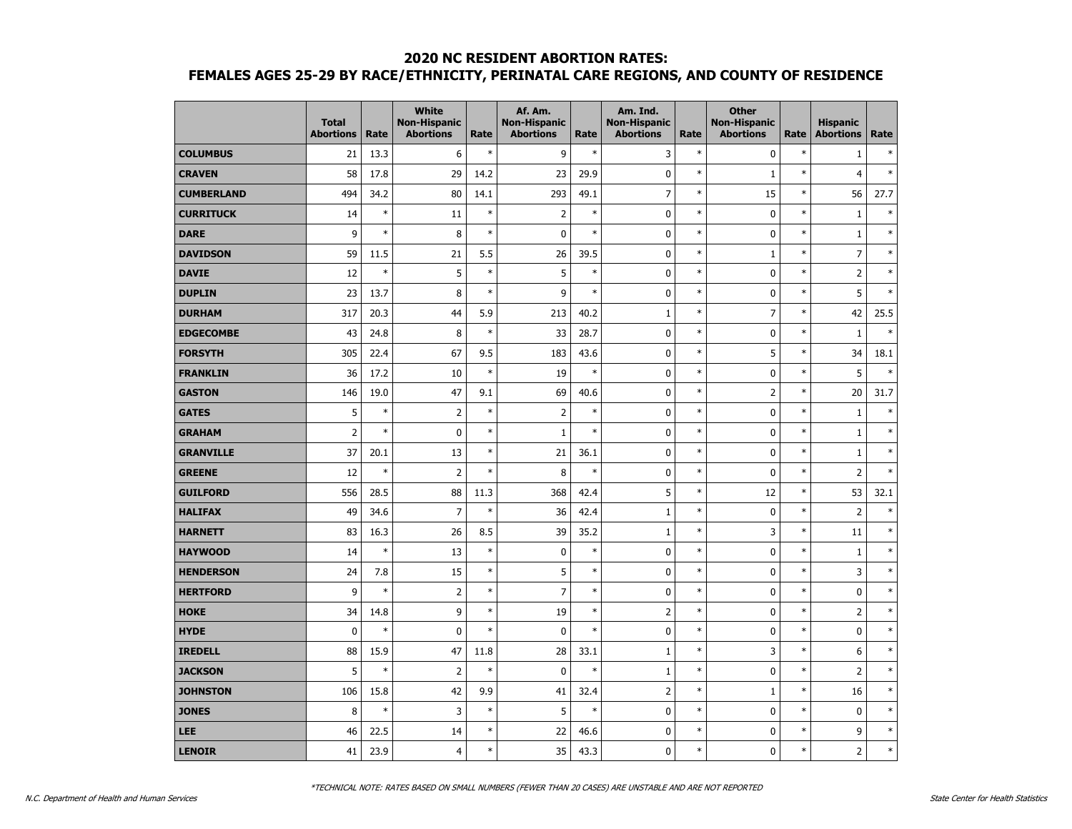## 2020 NC RESIDENT ABORTION RATES:
## FEMALES AGES 25-29 BY RACE/ETHNICITY, PERINATAL CARE REGIONS, AND COUNTY OF RESIDENCE

| | Total Abortions | Rate | White Non-Hispanic Abortions | Rate | Af. Am. Non-Hispanic Abortions | Rate | Am. Ind. Non-Hispanic Abortions | Rate | Other Non-Hispanic Abortions | Rate | Hispanic Abortions | Rate |
|---|---|---|---|---|---|---|---|---|---|---|---|---|
| **COLUMBUS** | 21 | 13.3 | 6 | * | 9 | * | 3 | * | 0 | * | 1 | * |
| **CRAVEN** | 58 | 17.8 | 29 | 14.2 | 23 | 29.9 | 0 | * | 1 | * | 4 | * |
| **CUMBERLAND** | 494 | 34.2 | 80 | 14.1 | 293 | 49.1 | 7 | * | 15 | * | 56 | 27.7 |
| **CURRITUCK** | 14 | * | 11 | * | 2 | * | 0 | * | 0 | * | 1 | * |
| **DARE** | 9 | * | 8 | * | 0 | * | 0 | * | 0 | * | 1 | * |
| **DAVIDSON** | 59 | 11.5 | 21 | 5.5 | 26 | 39.5 | 0 | * | 1 | * | 7 | * |
| **DAVIE** | 12 | * | 5 | * | 5 | * | 0 | * | 0 | * | 2 | * |
| **DUPLIN** | 23 | 13.7 | 8 | * | 9 | * | 0 | * | 0 | * | 5 | * |
| **DURHAM** | 317 | 20.3 | 44 | 5.9 | 213 | 40.2 | 1 | * | 7 | * | 42 | 25.5 |
| **EDGECOMBE** | 43 | 24.8 | 8 | * | 33 | 28.7 | 0 | * | 0 | * | 1 | * |
| **FORSYTH** | 305 | 22.4 | 67 | 9.5 | 183 | 43.6 | 0 | * | 5 | * | 34 | 18.1 |
| **FRANKLIN** | 36 | 17.2 | 10 | * | 19 | * | 0 | * | 0 | * | 5 | * |
| **GASTON** | 146 | 19.0 | 47 | 9.1 | 69 | 40.6 | 0 | * | 2 | * | 20 | 31.7 |
| **GATES** | 5 | * | 2 | * | 2 | * | 0 | * | 0 | * | 1 | * |
| **GRAHAM** | 2 | * | 0 | * | 1 | * | 0 | * | 0 | * | 1 | * |
| **GRANVILLE** | 37 | 20.1 | 13 | * | 21 | 36.1 | 0 | * | 0 | * | 1 | * |
| **GREENE** | 12 | * | 2 | * | 8 | * | 0 | * | 0 | * | 2 | * |
| **GUILFORD** | 556 | 28.5 | 88 | 11.3 | 368 | 42.4 | 5 | * | 12 | * | 53 | 32.1 |
| **HALIFAX** | 49 | 34.6 | 7 | * | 36 | 42.4 | 1 | * | 0 | * | 2 | * |
| **HARNETT** | 83 | 16.3 | 26 | 8.5 | 39 | 35.2 | 1 | * | 3 | * | 11 | * |
| **HAYWOOD** | 14 | * | 13 | * | 0 | * | 0 | * | 0 | * | 1 | * |
| **HENDERSON** | 24 | 7.8 | 15 | * | 5 | * | 0 | * | 0 | * | 3 | * |
| **HERTFORD** | 9 | * | 2 | * | 7 | * | 0 | * | 0 | * | 0 | * |
| **HOKE** | 34 | 14.8 | 9 | * | 19 | * | 2 | * | 0 | * | 2 | * |
| **HYDE** | 0 | * | 0 | * | 0 | * | 0 | * | 0 | * | 0 | * |
| **IREDELL** | 88 | 15.9 | 47 | 11.8 | 28 | 33.1 | 1 | * | 3 | * | 6 | * |
| **JACKSON** | 5 | * | 2 | * | 0 | * | 1 | * | 0 | * | 2 | * |
| **JOHNSTON** | 106 | 15.8 | 42 | 9.9 | 41 | 32.4 | 2 | * | 1 | * | 16 | * |
| **JONES** | 8 | * | 3 | * | 5 | * | 0 | * | 0 | * | 0 | * |
| **LEE** | 46 | 22.5 | 14 | * | 22 | 46.6 | 0 | * | 0 | * | 9 | * |
| **LENOIR** | 41 | 23.9 | 4 | * | 35 | 43.3 | 0 | * | 0 | * | 2 | * |

*TECHNICAL NOTE: RATES BASED ON SMALL NUMBERS (FEWER THAN 20 CASES) ARE UNSTABLE AND ARE NOT REPORTED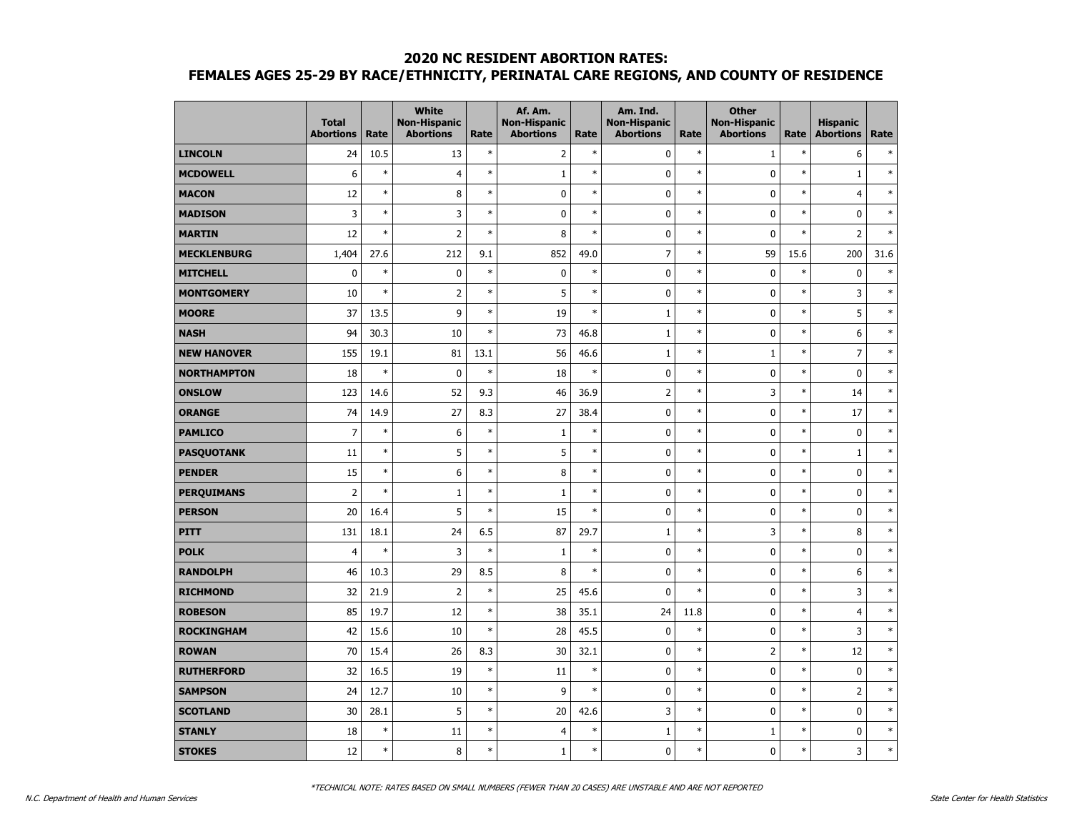## 2020 NC RESIDENT ABORTION RATES:
## FEMALES AGES 25-29 BY RACE/ETHNICITY, PERINATAL CARE REGIONS, AND COUNTY OF RESIDENCE

| | Total Abortions | Rate | White Non-Hispanic Abortions | Rate | Af. Am. Non-Hispanic Abortions | Rate | Am. Ind. Non-Hispanic Abortions | Rate | Other Non-Hispanic Abortions | Rate | Hispanic Abortions | Rate |
|---|---|---|---|---|---|---|---|---|---|---|---|---|
| **LINCOLN** | 24 | 10.5 | 13 | * | 2 | * | 0 | * | 1 | * | 6 | * |
| **MCDOWELL** | 6 | * | 4 | * | 1 | * | 0 | * | 0 | * | 1 | * |
| **MACON** | 12 | * | 8 | * | 0 | * | 0 | * | 0 | * | 4 | * |
| **MADISON** | 3 | * | 3 | * | 0 | * | 0 | * | 0 | * | 0 | * |
| **MARTIN** | 12 | * | 2 | * | 8 | * | 0 | * | 0 | * | 2 | * |
| **MECKLENBURG** | 1,404 | 27.6 | 212 | 9.1 | 852 | 49.0 | 7 | * | 59 | 15.6 | 200 | 31.6 |
| **MITCHELL** | 0 | * | 0 | * | 0 | * | 0 | * | 0 | * | 0 | * |
| **MONTGOMERY** | 10 | * | 2 | * | 5 | * | 0 | * | 0 | * | 3 | * |
| **MOORE** | 37 | 13.5 | 9 | * | 19 | * | 1 | * | 0 | * | 5 | * |
| **NASH** | 94 | 30.3 | 10 | * | 73 | 46.8 | 1 | * | 0 | * | 6 | * |
| **NEW HANOVER** | 155 | 19.1 | 81 | 13.1 | 56 | 46.6 | 1 | * | 1 | * | 7 | * |
| **NORTHAMPTON** | 18 | * | 0 | * | 18 | * | 0 | * | 0 | * | 0 | * |
| **ONSLOW** | 123 | 14.6 | 52 | 9.3 | 46 | 36.9 | 2 | * | 3 | * | 14 | * |
| **ORANGE** | 74 | 14.9 | 27 | 8.3 | 27 | 38.4 | 0 | * | 0 | * | 17 | * |
| **PAMLICO** | 7 | * | 6 | * | 1 | * | 0 | * | 0 | * | 0 | * |
| **PASQUOTANK** | 11 | * | 5 | * | 5 | * | 0 | * | 0 | * | 1 | * |
| **PENDER** | 15 | * | 6 | * | 8 | * | 0 | * | 0 | * | 0 | * |
| **PERQUIMANS** | 2 | * | 1 | * | 1 | * | 0 | * | 0 | * | 0 | * |
| **PERSON** | 20 | 16.4 | 5 | * | 15 | * | 0 | * | 0 | * | 0 | * |
| **PITT** | 131 | 18.1 | 24 | 6.5 | 87 | 29.7 | 1 | * | 3 | * | 8 | * |
| **POLK** | 4 | * | 3 | * | 1 | * | 0 | * | 0 | * | 0 | * |
| **RANDOLPH** | 46 | 10.3 | 29 | 8.5 | 8 | * | 0 | * | 0 | * | 6 | * |
| **RICHMOND** | 32 | 21.9 | 2 | * | 25 | 45.6 | 0 | * | 0 | * | 3 | * |
| **ROBESON** | 85 | 19.7 | 12 | * | 38 | 35.1 | 24 | 11.8 | 0 | * | 4 | * |
| **ROCKINGHAM** | 42 | 15.6 | 10 | * | 28 | 45.5 | 0 | * | 0 | * | 3 | * |
| **ROWAN** | 70 | 15.4 | 26 | 8.3 | 30 | 32.1 | 0 | * | 2 | * | 12 | * |
| **RUTHERFORD** | 32 | 16.5 | 19 | * | 11 | * | 0 | * | 0 | * | 0 | * |
| **SAMPSON** | 24 | 12.7 | 10 | * | 9 | * | 0 | * | 0 | * | 2 | * |
| **SCOTLAND** | 30 | 28.1 | 5 | * | 20 | 42.6 | 3 | * | 0 | * | 0 | * |
| **STANLY** | 18 | * | 11 | * | 4 | * | 1 | * | 1 | * | 0 | * |
| **STOKES** | 12 | * | 8 | * | 1 | * | 0 | * | 0 | * | 3 | * |

*TECHNICAL NOTE: RATES BASED ON SMALL NUMBERS (FEWER THAN 20 CASES) ARE UNSTABLE AND ARE NOT REPORTED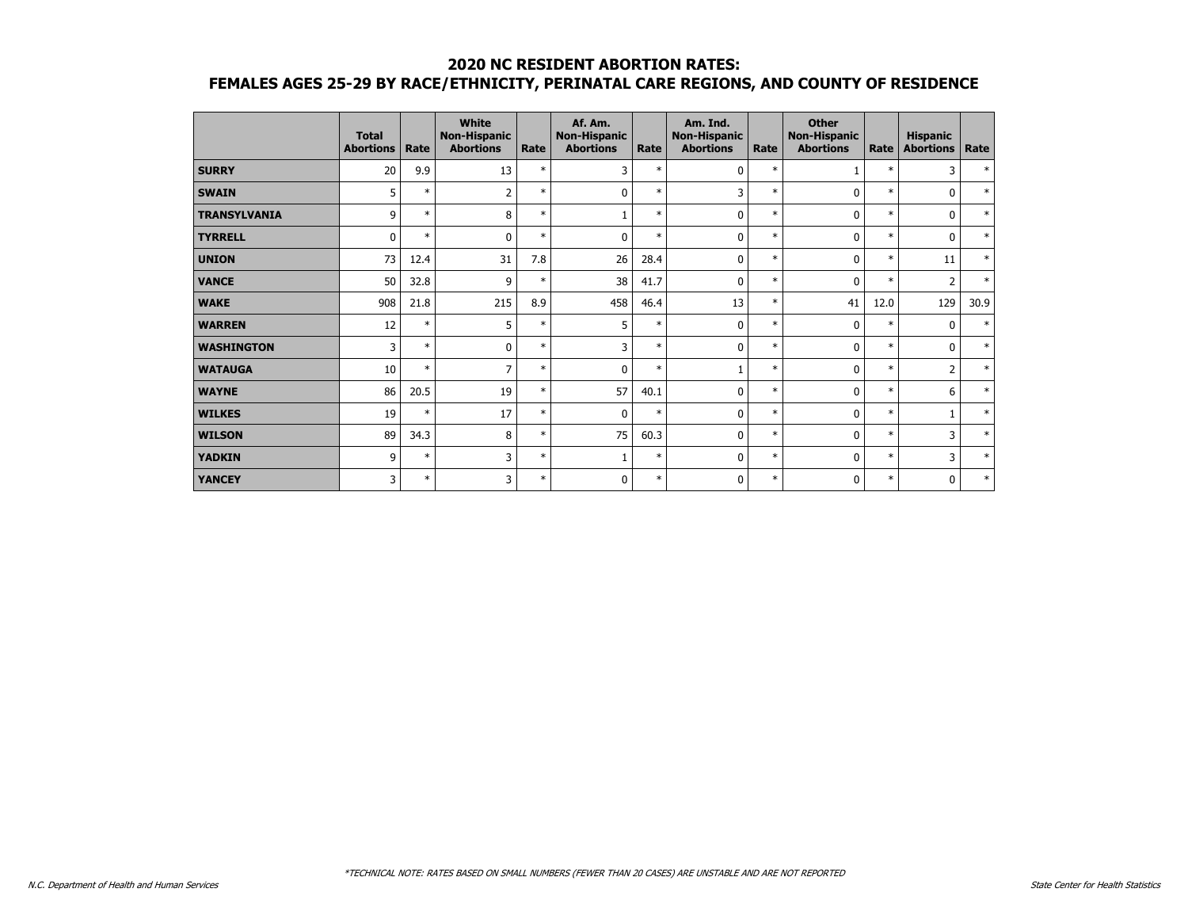## 2020 NC RESIDENT ABORTION RATES:
## FEMALES AGES 25-29 BY RACE/ETHNICITY, PERINATAL CARE REGIONS, AND COUNTY OF RESIDENCE

| | Total Abortions | Rate | White Non-Hispanic Abortions | Rate | Af. Am. Non-Hispanic Abortions | Rate | Am. Ind. Non-Hispanic Abortions | Rate | Other Non-Hispanic Abortions | Rate | Hispanic Abortions | Rate |
|---|---|---|---|---|---|---|---|---|---|---|---|---|
| **SURRY** | 20 | 9.9 | 13 | * | 3 | * | 0 | * | 1 | * | 3 | * |
| **SWAIN** | 5 | * | 2 | * | 0 | * | 3 | * | 0 | * | 0 | * |
| **TRANSYLVANIA** | 9 | * | 8 | * | 1 | * | 0 | * | 0 | * | 0 | * |
| **TYRRELL** | 0 | * | 0 | * | 0 | * | 0 | * | 0 | * | 0 | * |
| **UNION** | 73 | 12.4 | 31 | 7.8 | 26 | 28.4 | 0 | * | 0 | * | 11 | * |
| **VANCE** | 50 | 32.8 | 9 | * | 38 | 41.7 | 0 | * | 0 | * | 2 | * |
| **WAKE** | 908 | 21.8 | 215 | 8.9 | 458 | 46.4 | 13 | * | 41 | 12.0 | 129 | 30.9 |
| **WARREN** | 12 | * | 5 | * | 5 | * | 0 | * | 0 | * | 0 | * |
| **WASHINGTON** | 3 | * | 0 | * | 3 | * | 0 | * | 0 | * | 0 | * |
| **WATAUGA** | 10 | * | 7 | * | 0 | * | 1 | * | 0 | * | 2 | * |
| **WAYNE** | 86 | 20.5 | 19 | * | 57 | 40.1 | 0 | * | 0 | * | 6 | * |
| **WILKES** | 19 | * | 17 | * | 0 | * | 0 | * | 0 | * | 1 | * |
| **WILSON** | 89 | 34.3 | 8 | * | 75 | 60.3 | 0 | * | 0 | * | 3 | * |
| **YADKIN** | 9 | * | 3 | * | 1 | * | 0 | * | 0 | * | 3 | * |
| **YANCEY** | 3 | * | 3 | * | 0 | * | 0 | * | 0 | * | 0 | * |

*TECHNICAL NOTE: RATES BASED ON SMALL NUMBERS (FEWER THAN 20 CASES) ARE UNSTABLE AND ARE NOT REPORTED